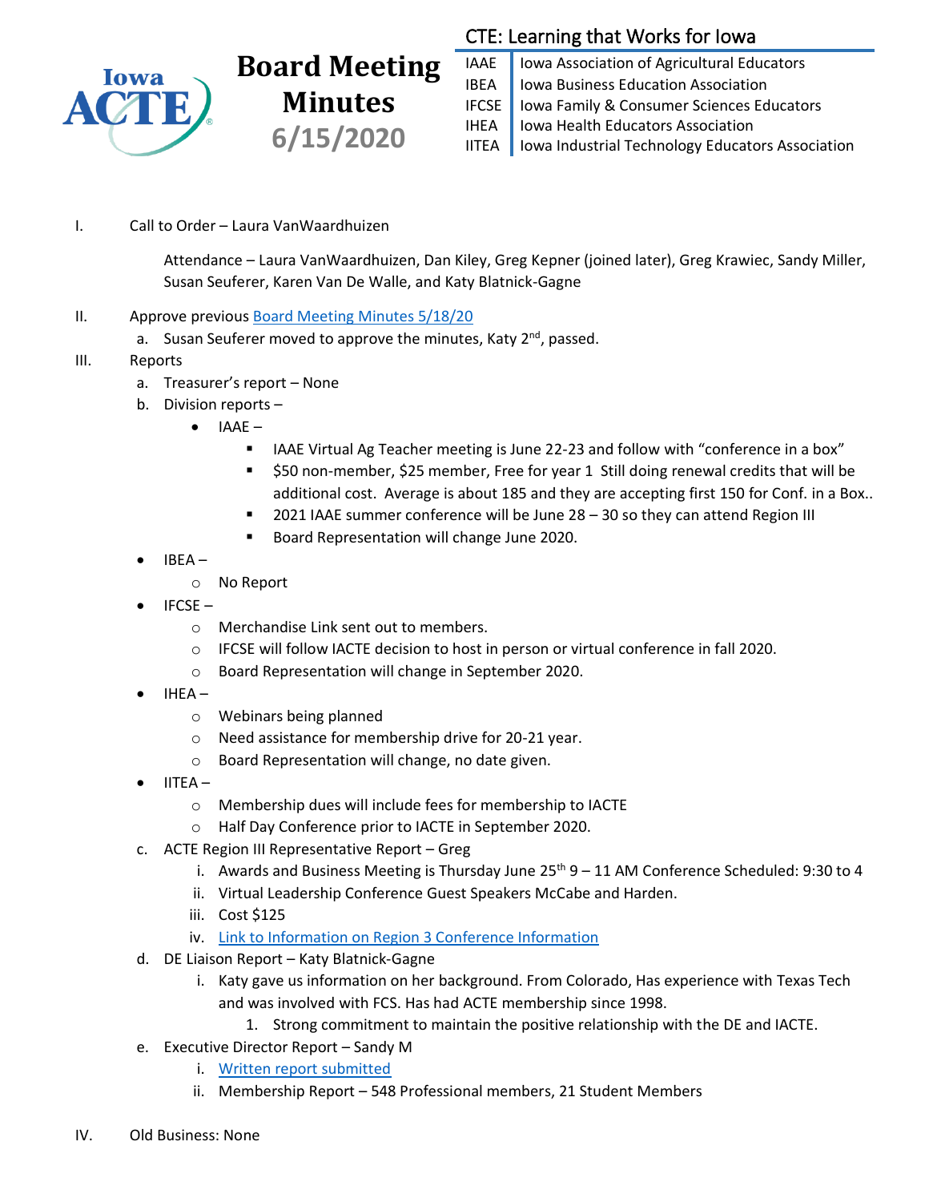Iowa ACTE

# Board Meeting Minutes 6/15/2020

## CTE: Learning that Works for Iowa

| | |
|---|---|
| IAAE | Iowa Association of Agricultural Educators |
| IBEA | Iowa Business Education Association |
| IFCSE | Iowa Family & Consumer Sciences Educators |
| IHEA | Iowa Health Educators Association |
| IITEA | Iowa Industrial Technology Educators Association |

I. Call to Order – Laura VanWaardhuizen

Attendance – Laura VanWaardhuizen, Dan Kiley, Greg Kepner (joined later), Greg Krawiec, Sandy Miller, Susan Seuferer, Karen Van De Walle, and Katy Blatnick-Gagne

II. Approve previous [Board Meeting Minutes 5/18/20]()

a. Susan Seuferer moved to approve the minutes, Katy 2nd, passed.

III. Reports

a. Treasurer's report – None

b. Division reports –

- IAAE –
  - IAAE Virtual Ag Teacher meeting is June 22-23 and follow with "conference in a box"
  - $50 non-member, $25 member, Free for year 1 Still doing renewal credits that will be additional cost. Average is about 185 and they are accepting first 150 for Conf. in a Box..
  - 2021 IAAE summer conference will be June 28 – 30 so they can attend Region III
  - Board Representation will change June 2020.
- IBEA –
  - No Report
- IFCSE –
  - Merchandise Link sent out to members.
  - IFCSE will follow IACTE decision to host in person or virtual conference in fall 2020.
  - Board Representation will change in September 2020.
- IHEA –
  - Webinars being planned
  - Need assistance for membership drive for 20-21 year.
  - Board Representation will change, no date given.
- IITEA –
  - Membership dues will include fees for membership to IACTE
  - Half Day Conference prior to IACTE in September 2020.

c. ACTE Region III Representative Report – Greg

i. Awards and Business Meeting is Thursday June 25th 9 – 11 AM Conference Scheduled: 9:30 to 4

ii. Virtual Leadership Conference Guest Speakers McCabe and Harden.

iii. Cost $125

iv. [Link to Information on Region 3 Conference Information]()

d. DE Liaison Report – Katy Blatnick-Gagne

i. Katy gave us information on her background. From Colorado, Has experience with Texas Tech and was involved with FCS. Has had ACTE membership since 1998.

1. Strong commitment to maintain the positive relationship with the DE and IACTE.

e. Executive Director Report – Sandy M

i. [Written report submitted]()

ii. Membership Report – 548 Professional members, 21 Student Members

IV. Old Business: None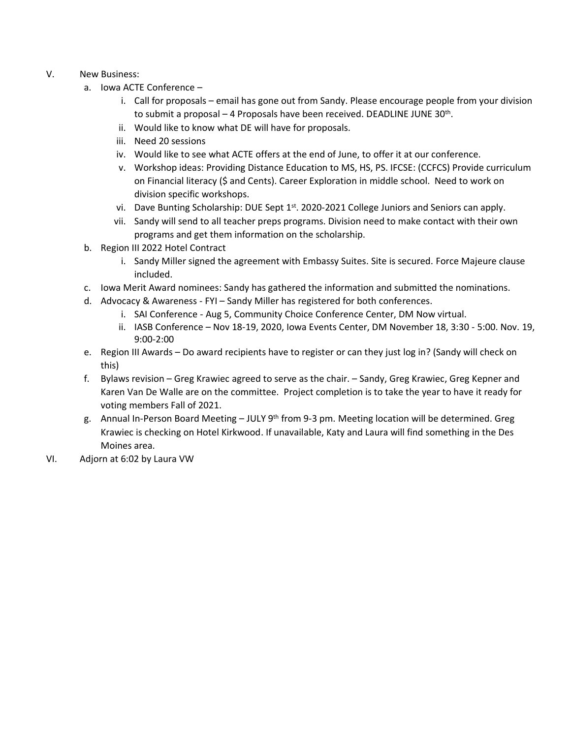V. New Business:

a. Iowa ACTE Conference –

   i. Call for proposals – email has gone out from Sandy. Please encourage people from your division to submit a proposal – 4 Proposals have been received. DEADLINE JUNE 30th.

   ii. Would like to know what DE will have for proposals.

   iii. Need 20 sessions

   iv. Would like to see what ACTE offers at the end of June, to offer it at our conference.

   v. Workshop ideas: Providing Distance Education to MS, HS, PS. IFCSE: (CCFCS) Provide curriculum on Financial literacy ($ and Cents). Career Exploration in middle school. Need to work on division specific workshops.

   vi. Dave Bunting Scholarship: DUE Sept 1st. 2020-2021 College Juniors and Seniors can apply.

   vii. Sandy will send to all teacher preps programs. Division need to make contact with their own programs and get them information on the scholarship.

b. Region III 2022 Hotel Contract

   i. Sandy Miller signed the agreement with Embassy Suites. Site is secured. Force Majeure clause included.

c. Iowa Merit Award nominees: Sandy has gathered the information and submitted the nominations.

d. Advocacy & Awareness - FYI – Sandy Miller has registered for both conferences.

   i. SAI Conference - Aug 5, Community Choice Conference Center, DM Now virtual.

   ii. IASB Conference – Nov 18-19, 2020, Iowa Events Center, DM November 18, 3:30 - 5:00. Nov. 19, 9:00-2:00

e. Region III Awards – Do award recipients have to register or can they just log in? (Sandy will check on this)

f. Bylaws revision – Greg Krawiec agreed to serve as the chair. – Sandy, Greg Krawiec, Greg Kepner and Karen Van De Walle are on the committee. Project completion is to take the year to have it ready for voting members Fall of 2021.

g. Annual In-Person Board Meeting – JULY 9th from 9-3 pm. Meeting location will be determined. Greg Krawiec is checking on Hotel Kirkwood. If unavailable, Katy and Laura will find something in the Des Moines area.

VI. Adjorn at 6:02 by Laura VW